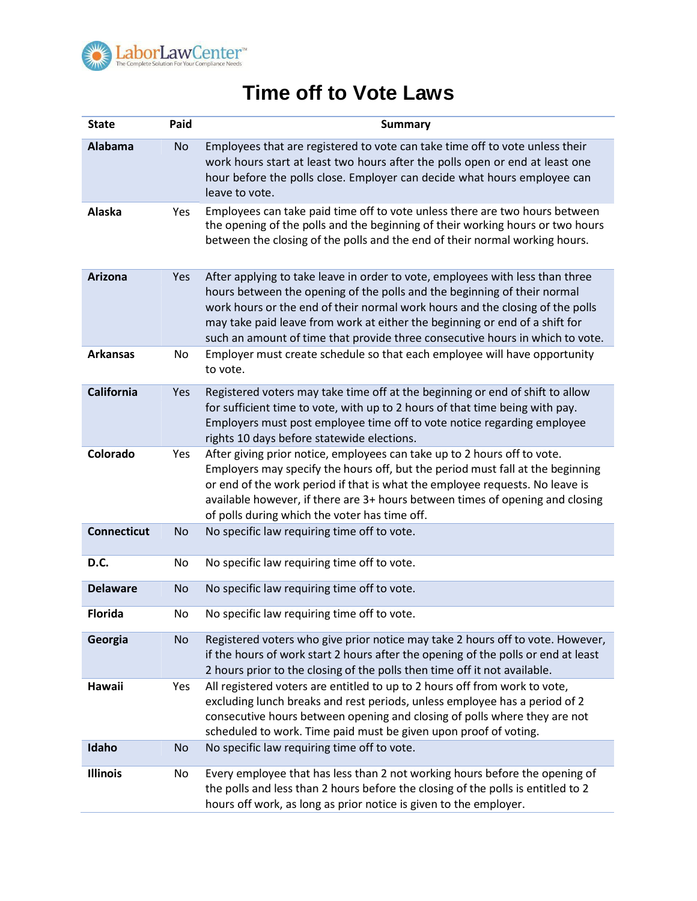LaborLawCenter™
The Complete Solution For Your Compliance Needs

# Time off to Vote Laws

| State | Paid | Summary |
|---|---|---|
| **Alabama** | No | Employees that are registered to vote can take time off to vote unless their work hours start at least two hours after the polls open or end at least one hour before the polls close. Employer can decide what hours employee can leave to vote. |
| **Alaska** | Yes | Employees can take paid time off to vote unless there are two hours between the opening of the polls and the beginning of their working hours or two hours between the closing of the polls and the end of their normal working hours. |
| **Arizona** | Yes | After applying to take leave in order to vote, employees with less than three hours between the opening of the polls and the beginning of their normal work hours or the end of their normal work hours and the closing of the polls may take paid leave from work at either the beginning or end of a shift for such an amount of time that provide three consecutive hours in which to vote. |
| **Arkansas** | No | Employer must create schedule so that each employee will have opportunity to vote. |
| **California** | Yes | Registered voters may take time off at the beginning or end of shift to allow for sufficient time to vote, with up to 2 hours of that time being with pay. Employers must post employee time off to vote notice regarding employee rights 10 days before statewide elections. |
| **Colorado** | Yes | After giving prior notice, employees can take up to 2 hours off to vote. Employers may specify the hours off, but the period must fall at the beginning or end of the work period if that is what the employee requests. No leave is available however, if there are 3+ hours between times of opening and closing of polls during which the voter has time off. |
| **Connecticut** | No | No specific law requiring time off to vote. |
| **D.C.** | No | No specific law requiring time off to vote. |
| **Delaware** | No | No specific law requiring time off to vote. |
| **Florida** | No | No specific law requiring time off to vote. |
| **Georgia** | No | Registered voters who give prior notice may take 2 hours off to vote. However, if the hours of work start 2 hours after the opening of the polls or end at least 2 hours prior to the closing of the polls then time off it not available. |
| **Hawaii** | Yes | All registered voters are entitled to up to 2 hours off from work to vote, excluding lunch breaks and rest periods, unless employee has a period of 2 consecutive hours between opening and closing of polls where they are not scheduled to work. Time paid must be given upon proof of voting. |
| **Idaho** | No | No specific law requiring time off to vote. |
| **Illinois** | No | Every employee that has less than 2 not working hours before the opening of the polls and less than 2 hours before the closing of the polls is entitled to 2 hours off work, as long as prior notice is given to the employer. |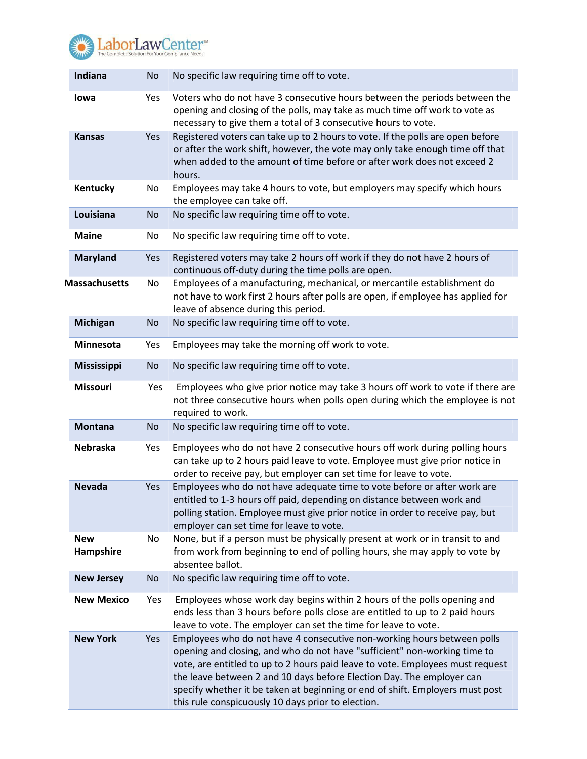| | | |
|---|---|---|
| **Indiana** | No | No specific law requiring time off to vote. |
| **Iowa** | Yes | Voters who do not have 3 consecutive hours between the periods between the opening and closing of the polls, may take as much time off work to vote as necessary to give them a total of 3 consecutive hours to vote. |
| **Kansas** | Yes | Registered voters can take up to 2 hours to vote. If the polls are open before or after the work shift, however, the vote may only take enough time off that when added to the amount of time before or after work does not exceed 2 hours. |
| **Kentucky** | No | Employees may take 4 hours to vote, but employers may specify which hours the employee can take off. |
| **Louisiana** | No | No specific law requiring time off to vote. |
| **Maine** | No | No specific law requiring time off to vote. |
| **Maryland** | Yes | Registered voters may take 2 hours off work if they do not have 2 hours of continuous off-duty during the time polls are open. |
| **Massachusetts** | No | Employees of a manufacturing, mechanical, or mercantile establishment do not have to work first 2 hours after polls are open, if employee has applied for leave of absence during this period. |
| **Michigan** | No | No specific law requiring time off to vote. |
| **Minnesota** | Yes | Employees may take the morning off work to vote. |
| **Mississippi** | No | No specific law requiring time off to vote. |
| **Missouri** | Yes | Employees who give prior notice may take 3 hours off work to vote if there are not three consecutive hours when polls open during which the employee is not required to work. |
| **Montana** | No | No specific law requiring time off to vote. |
| **Nebraska** | Yes | Employees who do not have 2 consecutive hours off work during polling hours can take up to 2 hours paid leave to vote. Employee must give prior notice in order to receive pay, but employer can set time for leave to vote. |
| **Nevada** | Yes | Employees who do not have adequate time to vote before or after work are entitled to 1-3 hours off paid, depending on distance between work and polling station. Employee must give prior notice in order to receive pay, but employer can set time for leave to vote. |
| **New Hampshire** | No | None, but if a person must be physically present at work or in transit to and from work from beginning to end of polling hours, she may apply to vote by absentee ballot. |
| **New Jersey** | No | No specific law requiring time off to vote. |
| **New Mexico** | Yes | Employees whose work day begins within 2 hours of the polls opening and ends less than 3 hours before polls close are entitled to up to 2 paid hours leave to vote. The employer can set the time for leave to vote. |
| **New York** | Yes | Employees who do not have 4 consecutive non-working hours between polls opening and closing, and who do not have "sufficient" non-working time to vote, are entitled to up to 2 hours paid leave to vote. Employees must request the leave between 2 and 10 days before Election Day. The employer can specify whether it be taken at beginning or end of shift. Employers must post this rule conspicuously 10 days prior to election. |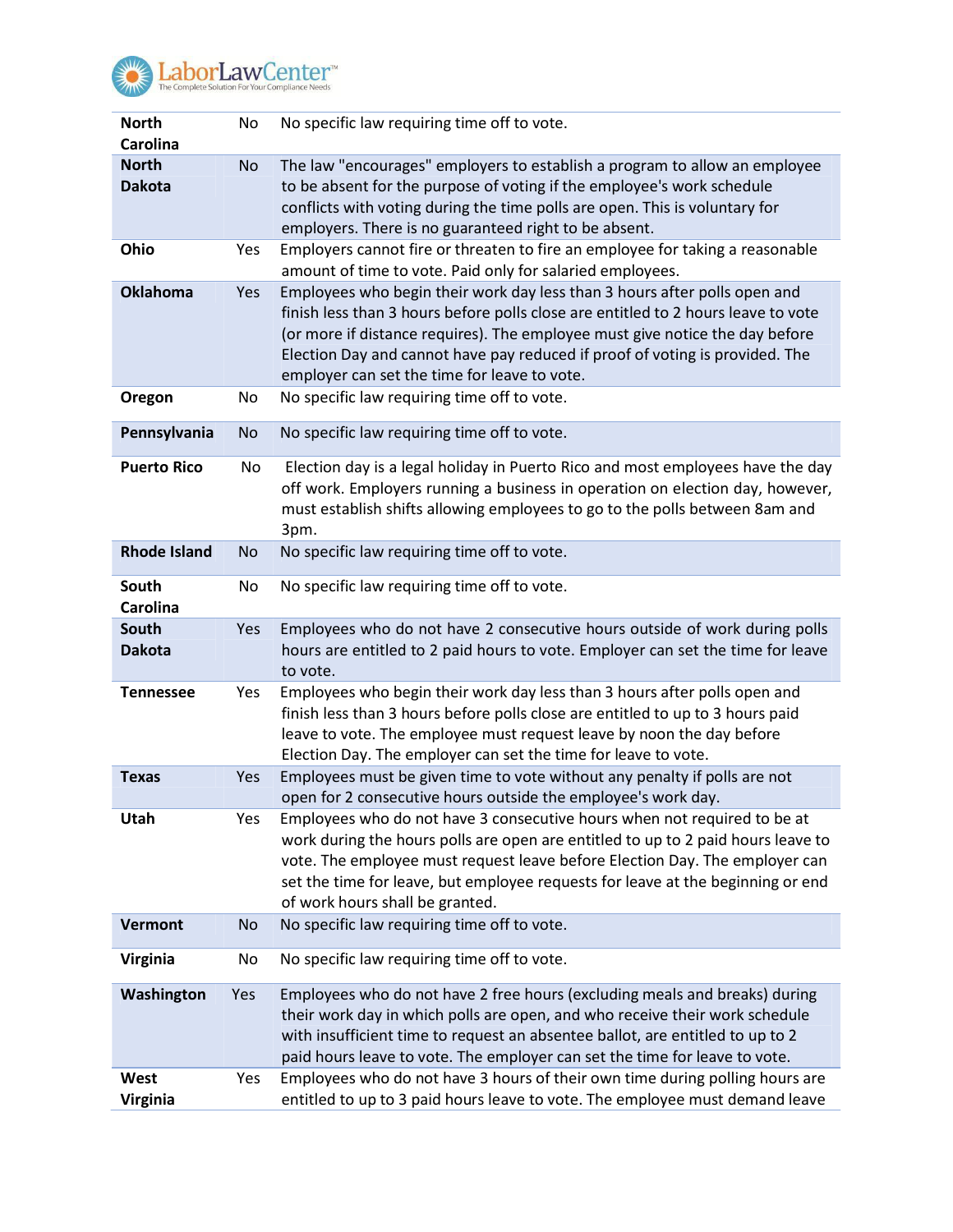| | | |
|---|---|---|
| **North Carolina** | No | No specific law requiring time off to vote. |
| **North Dakota** | No | The law "encourages" employers to establish a program to allow an employee to be absent for the purpose of voting if the employee's work schedule conflicts with voting during the time polls are open. This is voluntary for employers. There is no guaranteed right to be absent. |
| **Ohio** | Yes | Employers cannot fire or threaten to fire an employee for taking a reasonable amount of time to vote. Paid only for salaried employees. |
| **Oklahoma** | Yes | Employees who begin their work day less than 3 hours after polls open and finish less than 3 hours before polls close are entitled to 2 hours leave to vote (or more if distance requires). The employee must give notice the day before Election Day and cannot have pay reduced if proof of voting is provided. The employer can set the time for leave to vote. |
| **Oregon** | No | No specific law requiring time off to vote. |
| **Pennsylvania** | No | No specific law requiring time off to vote. |
| **Puerto Rico** | No | Election day is a legal holiday in Puerto Rico and most employees have the day off work. Employers running a business in operation on election day, however, must establish shifts allowing employees to go to the polls between 8am and 3pm. |
| **Rhode Island** | No | No specific law requiring time off to vote. |
| **South Carolina** | No | No specific law requiring time off to vote. |
| **South Dakota** | Yes | Employees who do not have 2 consecutive hours outside of work during polls hours are entitled to 2 paid hours to vote. Employer can set the time for leave to vote. |
| **Tennessee** | Yes | Employees who begin their work day less than 3 hours after polls open and finish less than 3 hours before polls close are entitled to up to 3 hours paid leave to vote. The employee must request leave by noon the day before Election Day. The employer can set the time for leave to vote. |
| **Texas** | Yes | Employees must be given time to vote without any penalty if polls are not open for 2 consecutive hours outside the employee's work day. |
| **Utah** | Yes | Employees who do not have 3 consecutive hours when not required to be at work during the hours polls are open are entitled to up to 2 paid hours leave to vote. The employee must request leave before Election Day. The employer can set the time for leave, but employee requests for leave at the beginning or end of work hours shall be granted. |
| **Vermont** | No | No specific law requiring time off to vote. |
| **Virginia** | No | No specific law requiring time off to vote. |
| **Washington** | Yes | Employees who do not have 2 free hours (excluding meals and breaks) during their work day in which polls are open, and who receive their work schedule with insufficient time to request an absentee ballot, are entitled to up to 2 paid hours leave to vote. The employer can set the time for leave to vote. |
| **West Virginia** | Yes | Employees who do not have 3 hours of their own time during polling hours are entitled to up to 3 paid hours leave to vote. The employee must demand leave |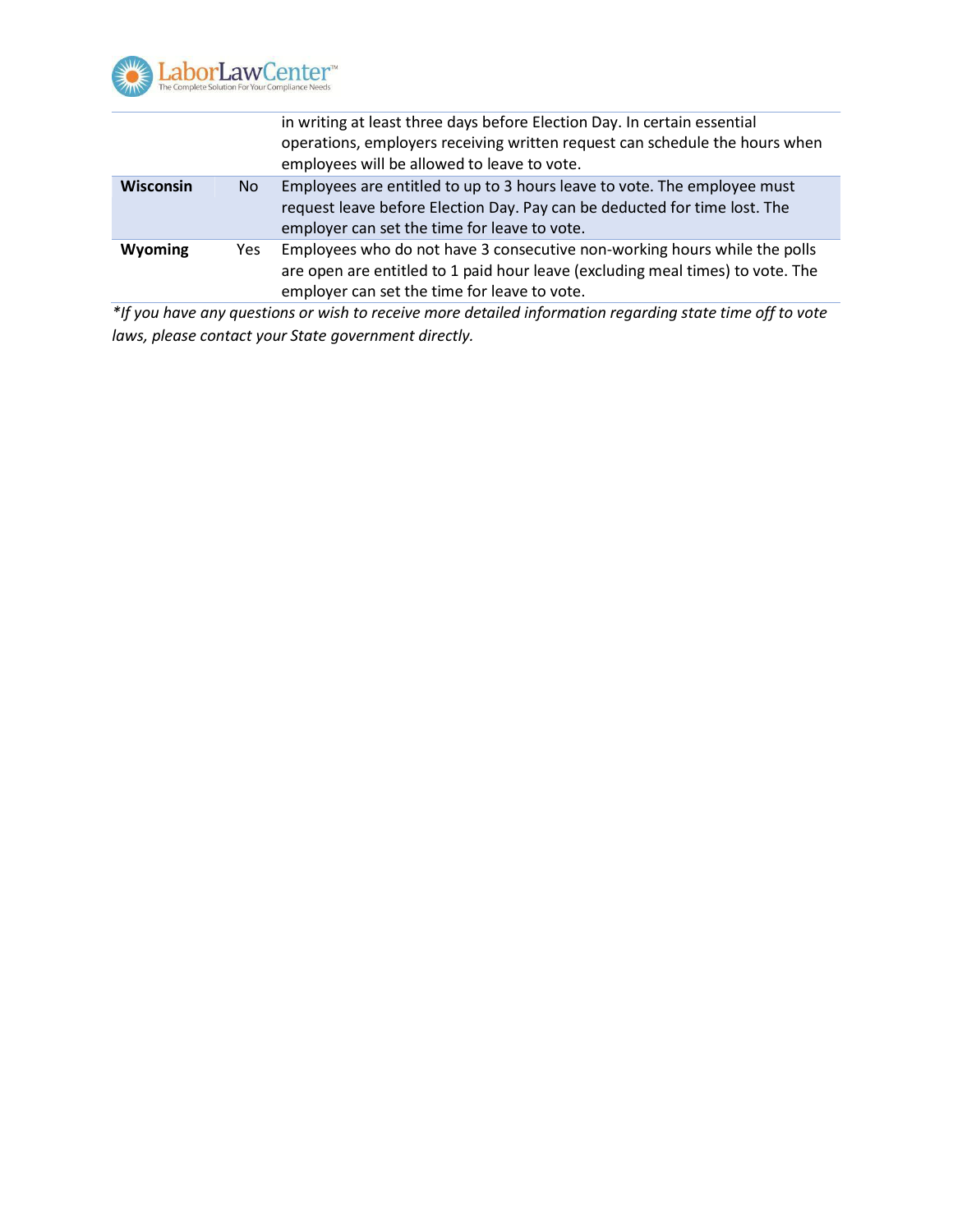| | | |
|---|---|---|
| | | in writing at least three days before Election Day. In certain essential operations, employers receiving written request can schedule the hours when employees will be allowed to leave to vote. |
| **Wisconsin** | No | Employees are entitled to up to 3 hours leave to vote. The employee must request leave before Election Day. Pay can be deducted for time lost. The employer can set the time for leave to vote. |
| **Wyoming** | Yes | Employees who do not have 3 consecutive non-working hours while the polls are open are entitled to 1 paid hour leave (excluding meal times) to vote. The employer can set the time for leave to vote. |

*\*If you have any questions or wish to receive more detailed information regarding state time off to vote laws, please contact your State government directly.*